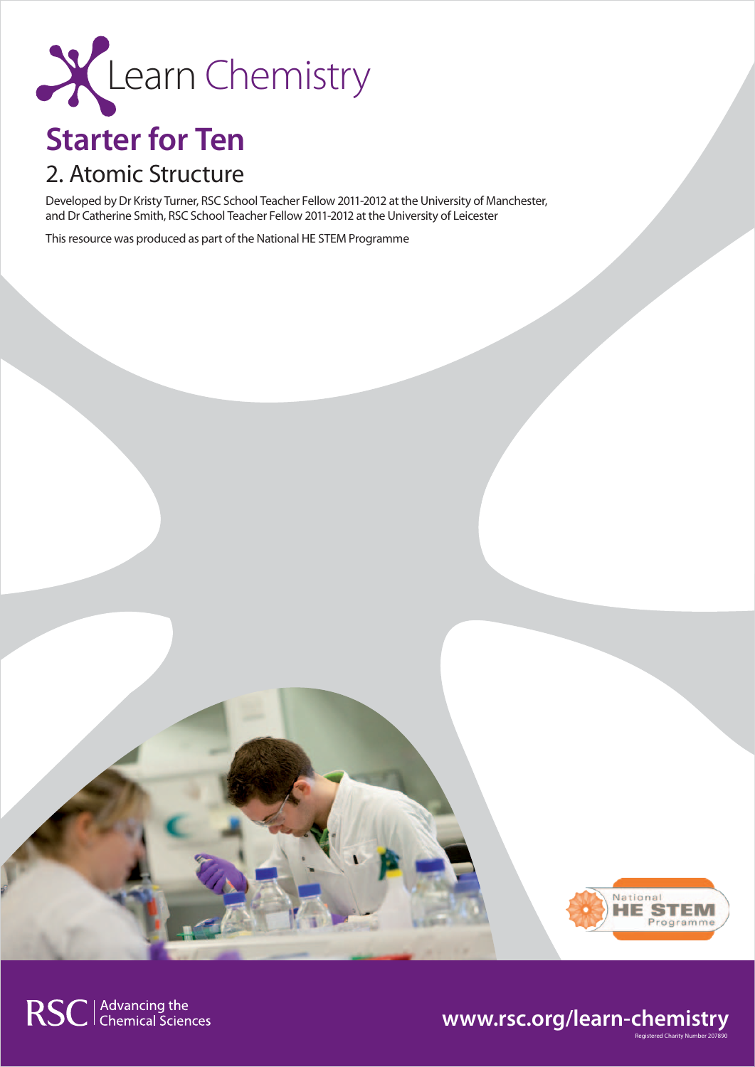Learn Chemistry

# Starter for Ten

## 2. Atomic Structure

Developed by Dr Kristy Turner, RSC School Teacher Fellow 2011-2012 at the University of Manchester, and Dr Catherine Smith, RSC School Teacher Fellow 2011-2012 at the University of Leicester

This resource was produced as part of the National HE STEM Programme

National HE STEM Programme

RSC | Advancing the Chemical Sciences

www.rsc.org/learn-chemistry

Registered Charity Number 207890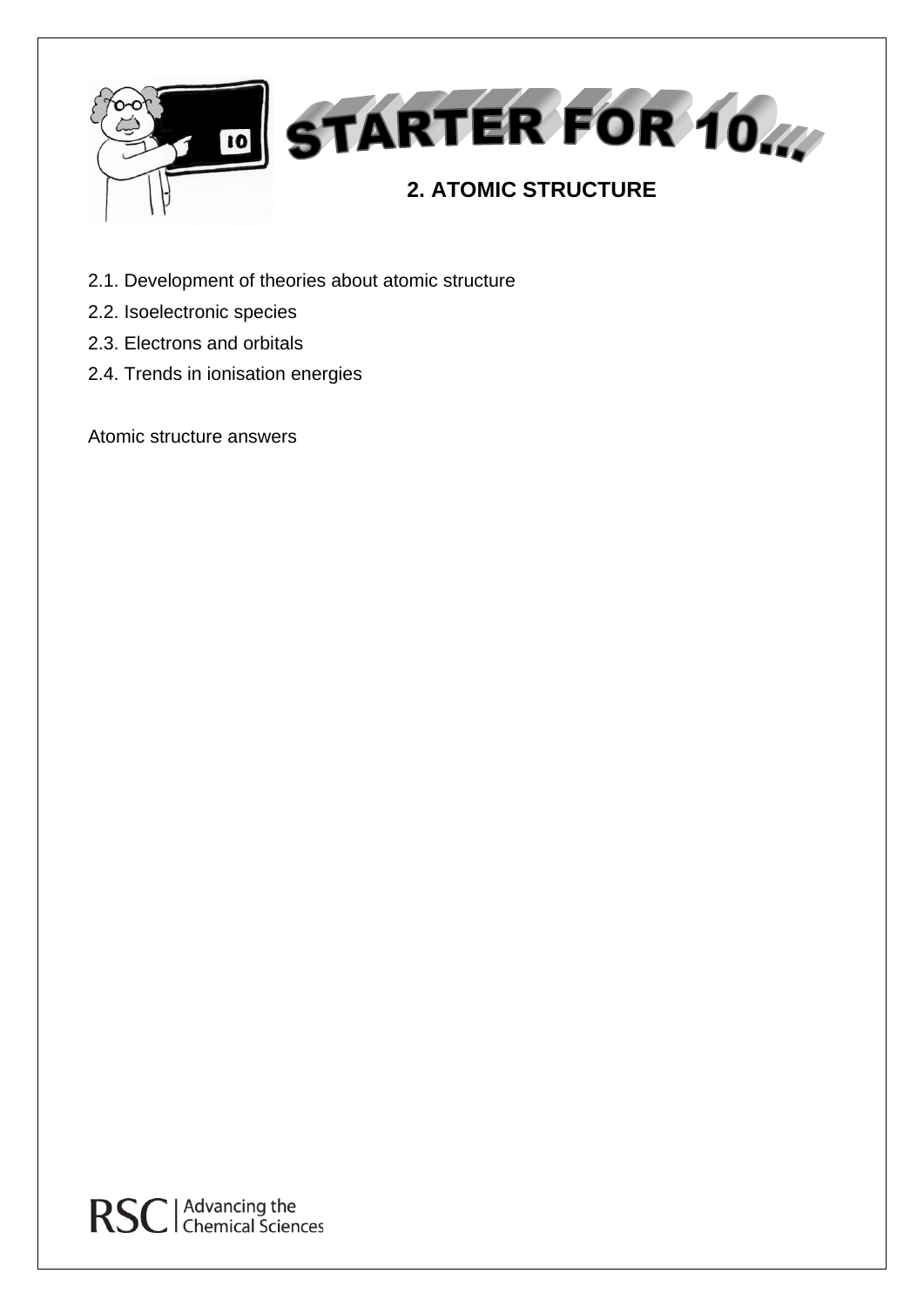# STARTER FOR 10...

## 2. ATOMIC STRUCTURE

2.1. Development of theories about atomic structure

2.2. Isoelectronic species

2.3. Electrons and orbitals

2.4. Trends in ionisation energies

Atomic structure answers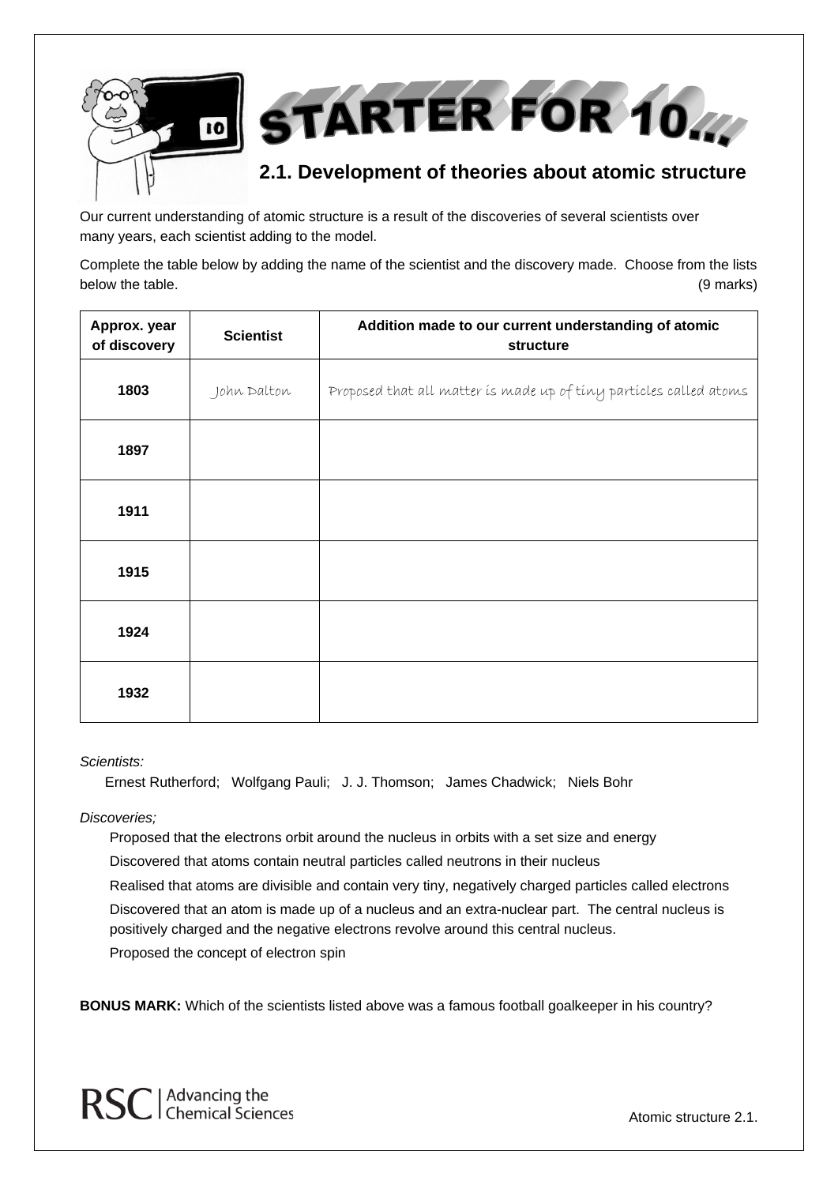# STARTER FOR 10...

## 2.1. Development of theories about atomic structure

Our current understanding of atomic structure is a result of the discoveries of several scientists over many years, each scientist adding to the model.

Complete the table below by adding the name of the scientist and the discovery made. Choose from the lists below the table. (9 marks)

| Approx. year of discovery | Scientist | Addition made to our current understanding of atomic structure |
|---|---|---|
| 1803 | John Dalton | Proposed that all matter is made up of tiny particles called atoms |
| 1897 | | |
| 1911 | | |
| 1915 | | |
| 1924 | | |
| 1932 | | |

*Scientists:*

Ernest Rutherford; Wolfgang Pauli; J. J. Thomson; James Chadwick; Niels Bohr

*Discoveries;*

Proposed that the electrons orbit around the nucleus in orbits with a set size and energy

Discovered that atoms contain neutral particles called neutrons in their nucleus

Realised that atoms are divisible and contain very tiny, negatively charged particles called electrons

Discovered that an atom is made up of a nucleus and an extra-nuclear part. The central nucleus is positively charged and the negative electrons revolve around this central nucleus.

Proposed the concept of electron spin

**BONUS MARK:** Which of the scientists listed above was a famous football goalkeeper in his country?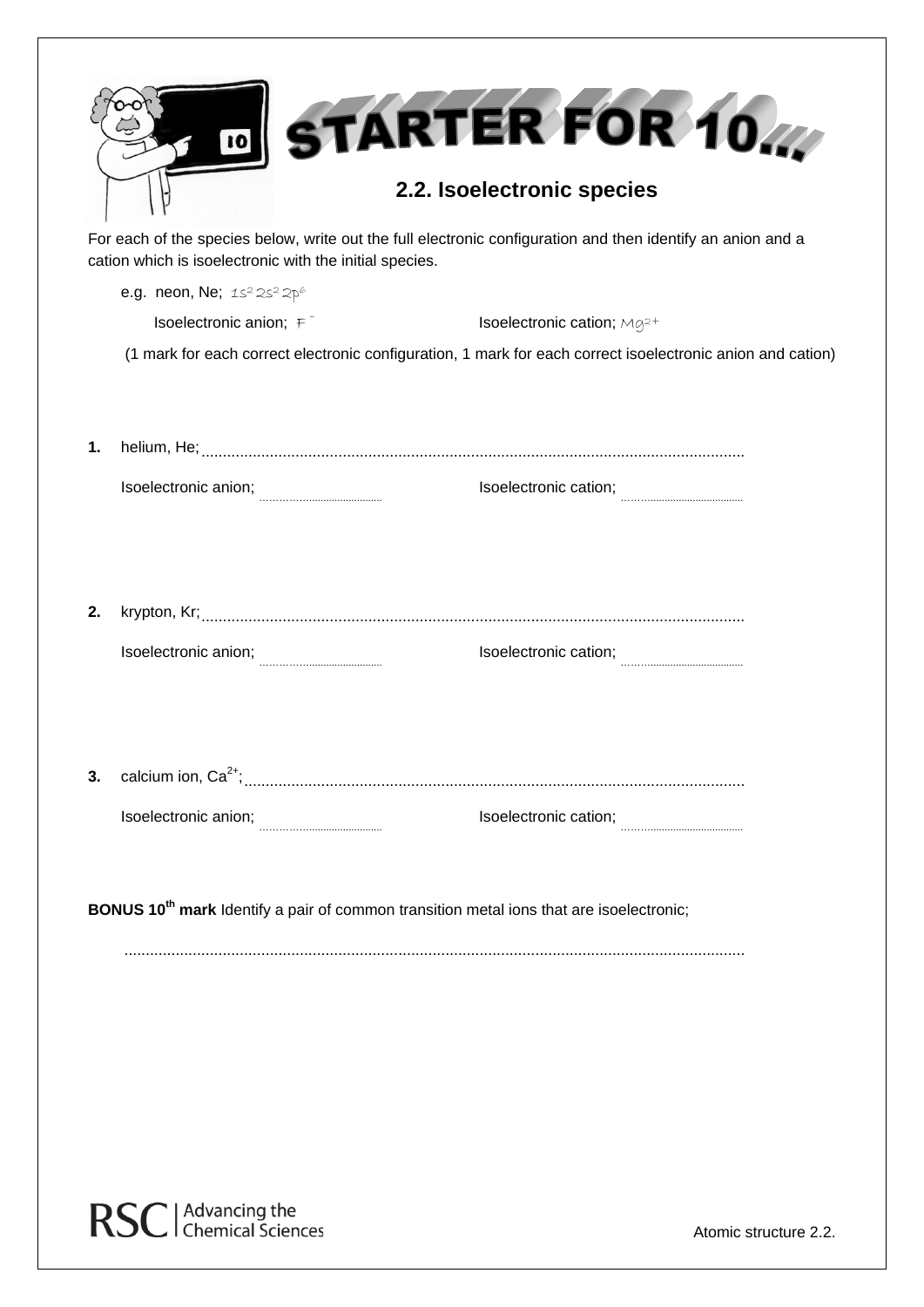# STARTER FOR 10...

## 2.2. Isoelectronic species

For each of the species below, write out the full electronic configuration and then identify an anion and a cation which is isoelectronic with the initial species.

e.g. neon, Ne; $1s^2 2s^2 2p^6$

Isoelectronic anion; $F^-$ Isoelectronic cation; $Mg^{2+}$

(1 mark for each correct electronic configuration, 1 mark for each correct isoelectronic anion and cation)

**1.** helium, He; ..............................................................................................................................

Isoelectronic anion; ........................................ Isoelectronic cation; ........................................

**2.** krypton, Kr; ..............................................................................................................................

Isoelectronic anion; ........................................ Isoelectronic cation; ........................................

**3.** calcium ion, $Ca^{2+}$; ..............................................................................................................................

Isoelectronic anion; ........................................ Isoelectronic cation; ........................................

**BONUS 10th mark** Identify a pair of common transition metal ions that are isoelectronic;

..............................................................................................................................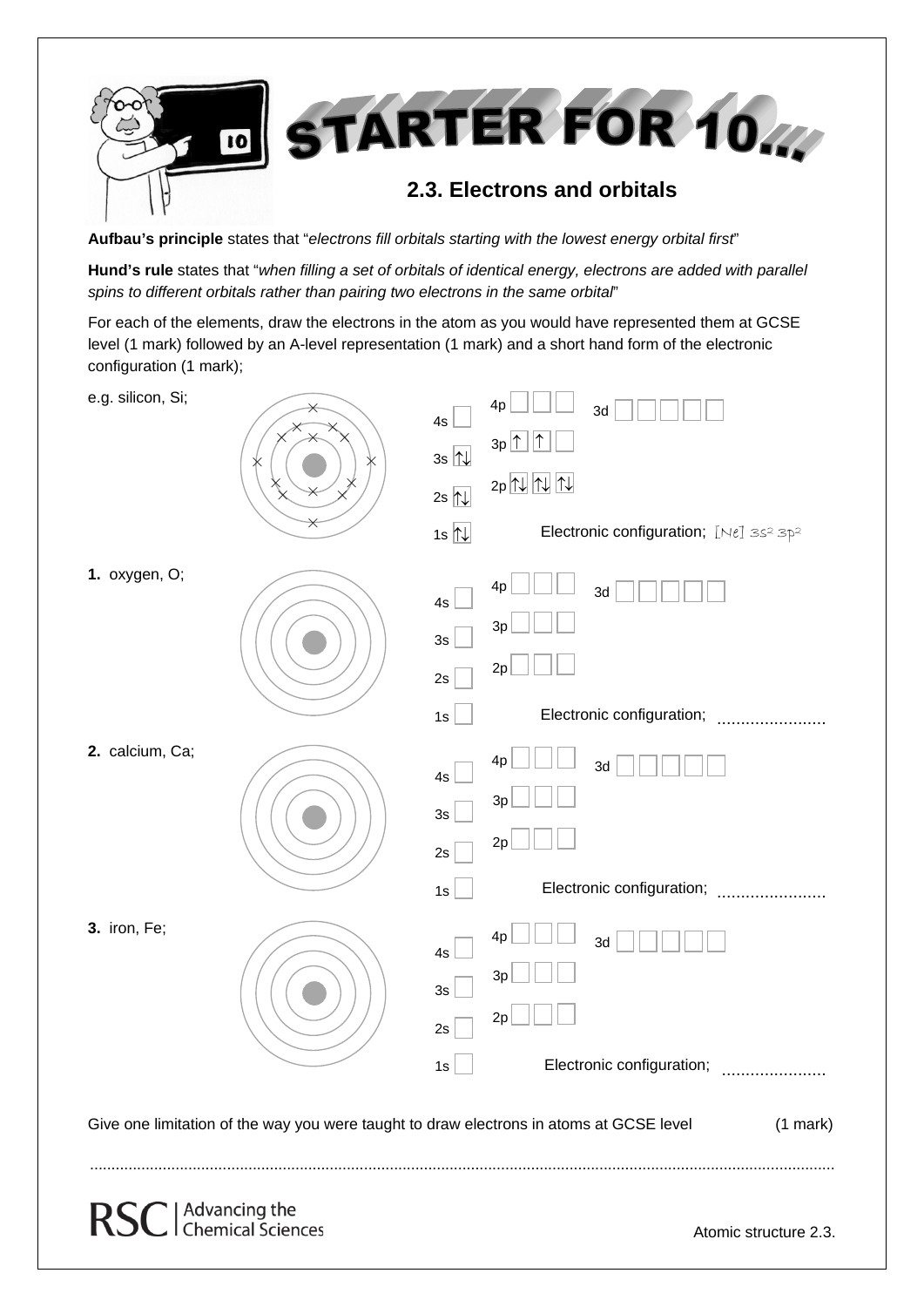# STARTER FOR 10...

## 2.3. Electrons and orbitals

**Aufbau's principle** states that "*electrons fill orbitals starting with the lowest energy orbital first*"

**Hund's rule** states that "*when filling a set of orbitals of identical energy, electrons are added with parallel spins to different orbitals rather than pairing two electrons in the same orbital*"

For each of the elements, draw the electrons in the atom as you would have represented them at GCSE level (1 mark) followed by an A-level representation (1 mark) and a short hand form of the electronic configuration (1 mark);

e.g. silicon, Si;

4s ☐ &nbsp; 4p ☐☐☐ &nbsp; 3d ☐☐☐☐☐

3s ↑↓ &nbsp; 3p ↑ ↑ ☐

2s ↑↓ &nbsp; 2p ↑↓ ↑↓ ↑↓

1s ↑↓

Electronic configuration; [Ne] $3s^2$ $3p^2$

**1.** oxygen, O;

4s ☐ &nbsp; 4p ☐☐☐ &nbsp; 3d ☐☐☐☐☐

3s ☐ &nbsp; 3p ☐☐☐

2s ☐ &nbsp; 2p ☐☐☐

1s ☐

Electronic configuration; .......................

**2.** calcium, Ca;

4s ☐ &nbsp; 4p ☐☐☐ &nbsp; 3d ☐☐☐☐☐

3s ☐ &nbsp; 3p ☐☐☐

2s ☐ &nbsp; 2p ☐☐☐

1s ☐

Electronic configuration; .......................

**3.** iron, Fe;

4s ☐ &nbsp; 4p ☐☐☐ &nbsp; 3d ☐☐☐☐☐

3s ☐ &nbsp; 3p ☐☐☐

2s ☐ &nbsp; 2p ☐☐☐

1s ☐

Electronic configuration; ......................

Give one limitation of the way you were taught to draw electrons in atoms at GCSE level (1 mark)

..........................................................................................................................................................

RSC | Advancing the Chemical Sciences

Atomic structure 2.3.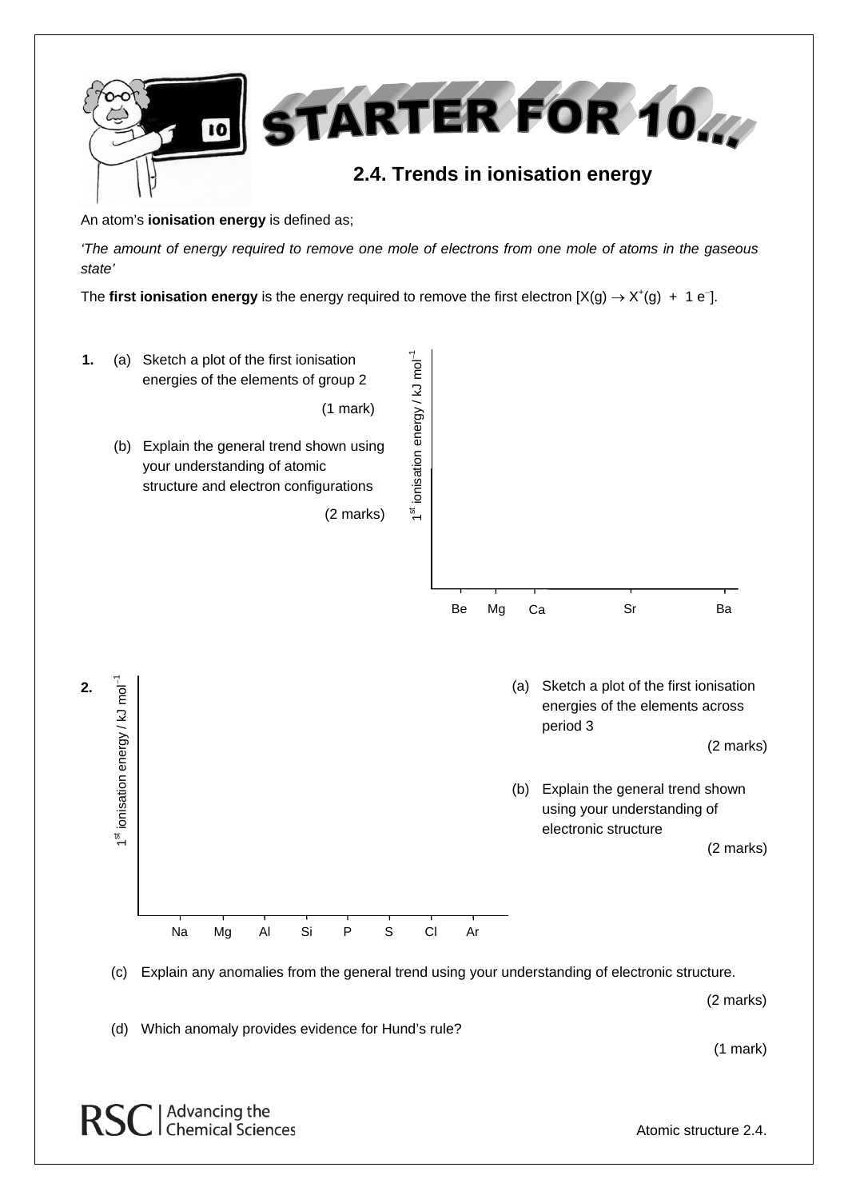# STARTER FOR 10...

## 2.4. Trends in ionisation energy

An atom's **ionisation energy** is defined as;

*'The amount of energy required to remove one mole of electrons from one mole of atoms in the gaseous state'*

The **first ionisation energy** is the energy required to remove the first electron [$X(g) \rightarrow X^{+}(g) + 1\ e^{-}$].

**1.** (a) Sketch a plot of the first ionisation energies of the elements of group 2

(1 mark)

(b) Explain the general trend shown using your understanding of atomic structure and electron configurations

(2 marks)

$1^{st}$ ionisation energy / kJ mol$^{-1}$

Be Mg Ca Sr Ba

**2.** (a) Sketch a plot of the first ionisation energies of the elements across period 3

(2 marks)

(b) Explain the general trend shown using your understanding of electronic structure

(2 marks)

$1^{st}$ ionisation energy / kJ mol$^{-1}$

Na Mg Al Si P S Cl Ar

(c) Explain any anomalies from the general trend using your understanding of electronic structure.

(2 marks)

(d) Which anomaly provides evidence for Hund's rule?

(1 mark)

RSC | Advancing the Chemical Sciences

Atomic structure 2.4.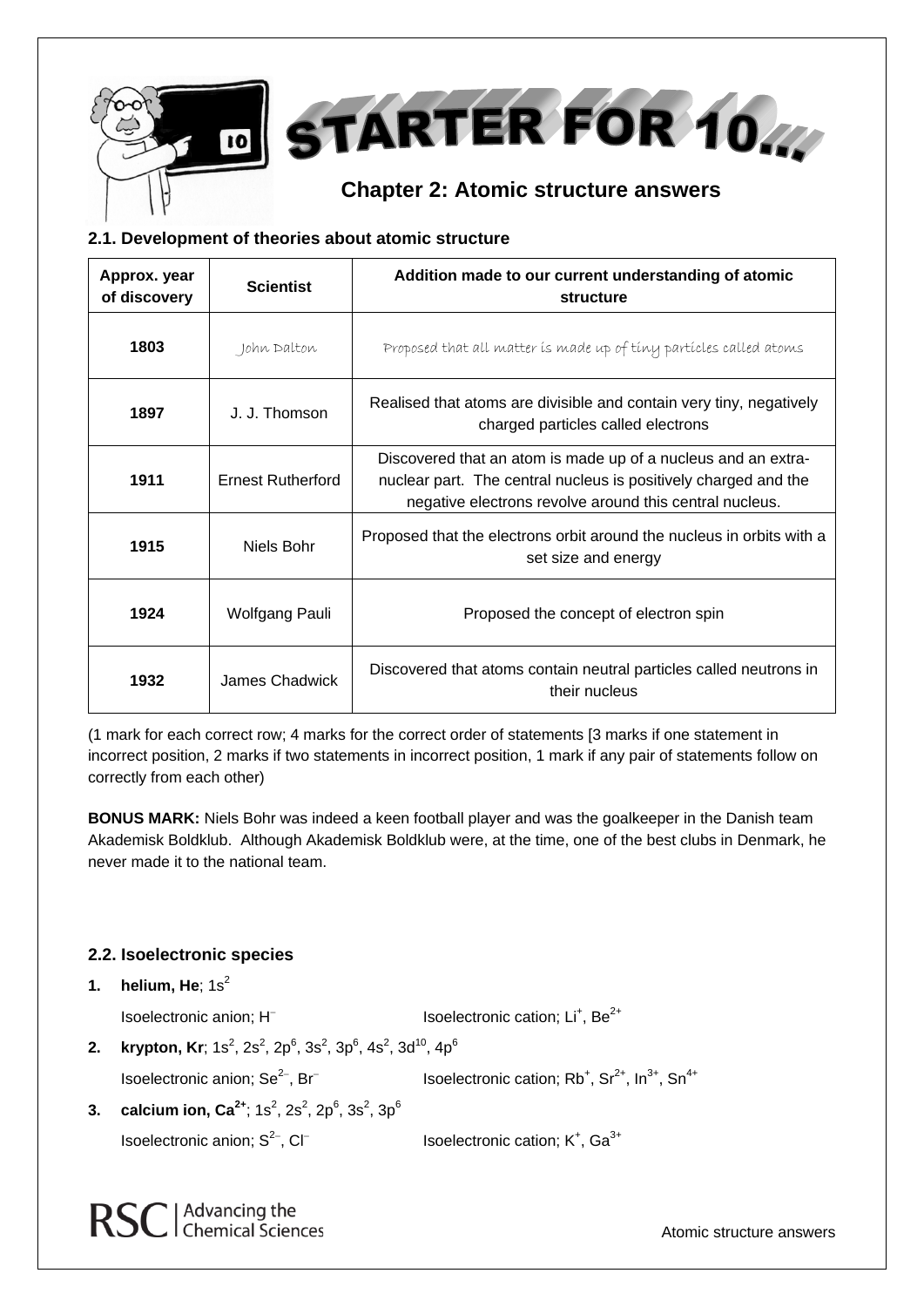# STARTER FOR 10...

## Chapter 2: Atomic structure answers

### 2.1. Development of theories about atomic structure

| Approx. year of discovery | Scientist | Addition made to our current understanding of atomic structure |
|---|---|---|
| 1803 | John Dalton | Proposed that all matter is made up of tiny particles called atoms |
| 1897 | J. J. Thomson | Realised that atoms are divisible and contain very tiny, negatively charged particles called electrons |
| 1911 | Ernest Rutherford | Discovered that an atom is made up of a nucleus and an extra-nuclear part. The central nucleus is positively charged and the negative electrons revolve around this central nucleus. |
| 1915 | Niels Bohr | Proposed that the electrons orbit around the nucleus in orbits with a set size and energy |
| 1924 | Wolfgang Pauli | Proposed the concept of electron spin |
| 1932 | James Chadwick | Discovered that atoms contain neutral particles called neutrons in their nucleus |

(1 mark for each correct row; 4 marks for the correct order of statements [3 marks if one statement in incorrect position, 2 marks if two statements in incorrect position, 1 mark if any pair of statements follow on correctly from each other)

**BONUS MARK:** Niels Bohr was indeed a keen football player and was the goalkeeper in the Danish team Akademisk Boldklub. Although Akademisk Boldklub were, at the time, one of the best clubs in Denmark, he never made it to the national team.

### 2.2. Isoelectronic species

1. **helium, He**; $1s^2$

   Isoelectronic anion; $H^-$ Isoelectronic cation; $Li^+$, $Be^{2+}$

2. **krypton, Kr**; $1s^2$, $2s^2$, $2p^6$, $3s^2$, $3p^6$, $4s^2$, $3d^{10}$, $4p^6$

   Isoelectronic anion; $Se^{2-}$, $Br^-$ Isoelectronic cation; $Rb^+$, $Sr^{2+}$, $In^{3+}$, $Sn^{4+}$

3. **calcium ion, $Ca^{2+}$**; $1s^2$, $2s^2$, $2p^6$, $3s^2$, $3p^6$

   Isoelectronic anion; $S^{2-}$, $Cl^-$ Isoelectronic cation; $K^+$, $Ga^{3+}$

RSC | Advancing the Chemical Sciences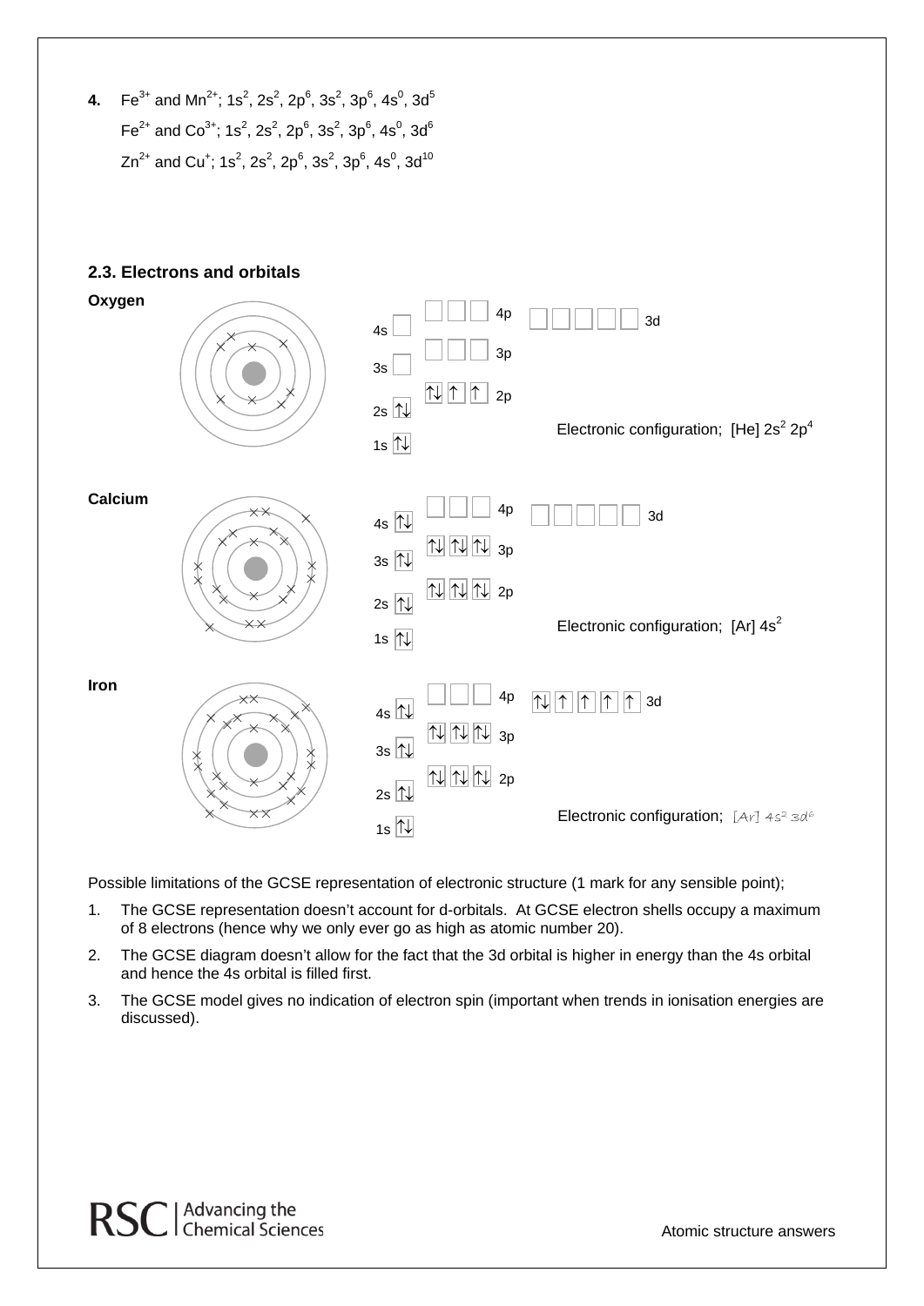**4.** $Fe^{3+}$ and $Mn^{2+}$; $1s^2, 2s^2, 2p^6, 3s^2, 3p^6, 4s^0, 3d^5$

$Fe^{2+}$ and $Co^{3+}$; $1s^2, 2s^2, 2p^6, 3s^2, 3p^6, 4s^0, 3d^6$

$Zn^{2+}$ and $Cu^+$; $1s^2, 2s^2, 2p^6, 3s^2, 3p^6, 4s^0, 3d^{10}$

## 2.3. Electrons and orbitals

**Oxygen**

| Orbital | Electrons |
|---|---|
| 4p | (empty) |
| 3d | (empty) |
| 4s | (empty) |
| 3p | (empty) |
| 3s | (empty) |
| 2p | ↑↓ ↑ ↑ |
| 2s | ↑↓ |
| 1s | ↑↓ |

Electronic configuration; [He] $2s^2\ 2p^4$

**Calcium**

| Orbital | Electrons |
|---|---|
| 4p | (empty) |
| 3d | (empty) |
| 4s | ↑↓ |
| 3p | ↑↓ ↑↓ ↑↓ |
| 3s | ↑↓ |
| 2p | ↑↓ ↑↓ ↑↓ |
| 2s | ↑↓ |
| 1s | ↑↓ |

Electronic configuration; [Ar] $4s^2$

**Iron**

| Orbital | Electrons |
|---|---|
| 4p | (empty) |
| 3d | ↑↓ ↑ ↑ ↑ ↑ |
| 4s | ↑↓ |
| 3p | ↑↓ ↑↓ ↑↓ |
| 3s | ↑↓ |
| 2p | ↑↓ ↑↓ ↑↓ |
| 2s | ↑↓ |
| 1s | ↑↓ |

Electronic configuration; [Ar] $4s^2\ 3d^6$

Possible limitations of the GCSE representation of electronic structure (1 mark for any sensible point);

1. The GCSE representation doesn't account for d-orbitals. At GCSE electron shells occupy a maximum of 8 electrons (hence why we only ever go as high as atomic number 20).
2. The GCSE diagram doesn't allow for the fact that the 3d orbital is higher in energy than the 4s orbital and hence the 4s orbital is filled first.
3. The GCSE model gives no indication of electron spin (important when trends in ionisation energies are discussed).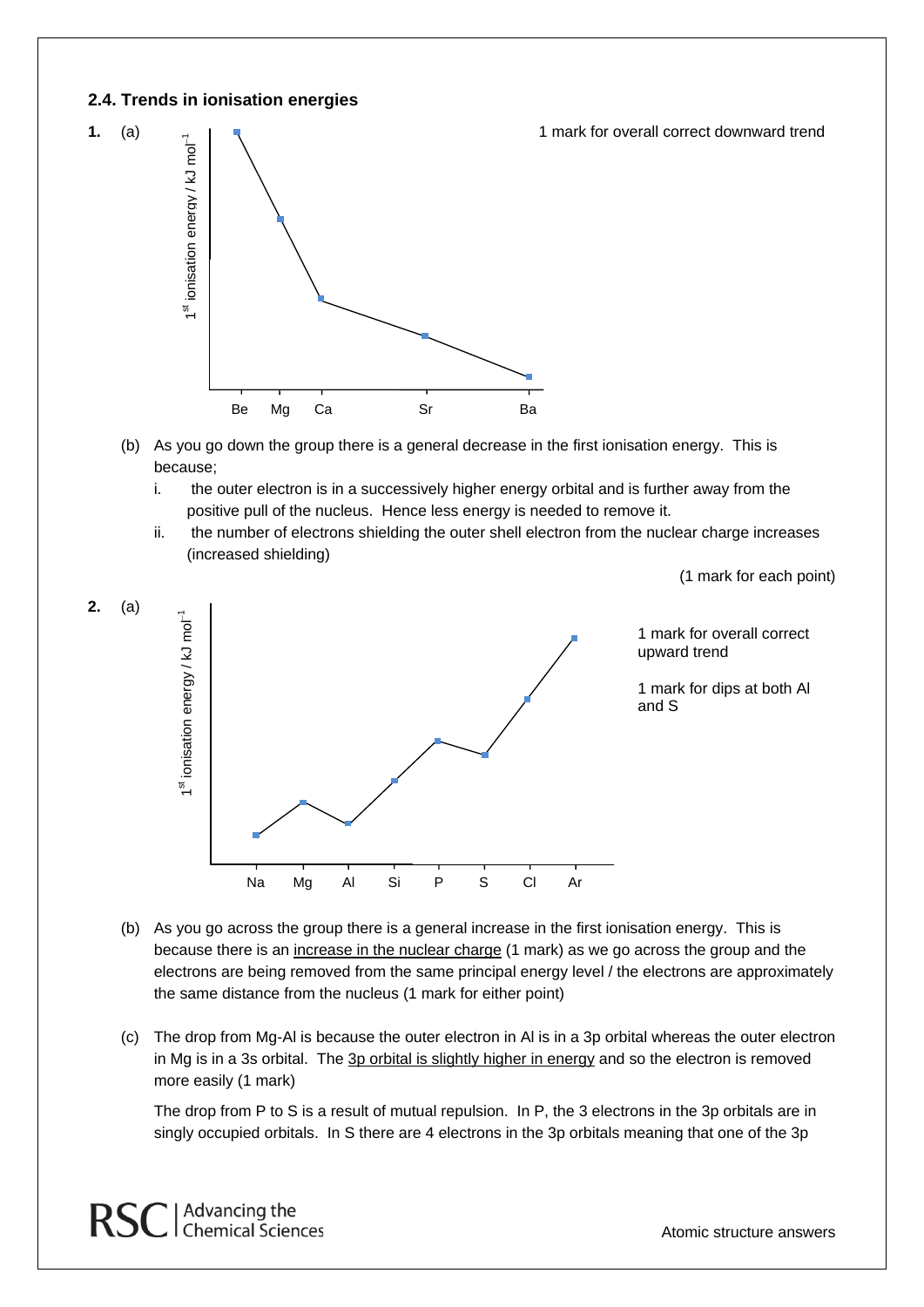## 2.4. Trends in ionisation energies

**1.** (a)

1 mark for overall correct downward trend

(b) As you go down the group there is a general decrease in the first ionisation energy. This is because;

i. the outer electron is in a successively higher energy orbital and is further away from the positive pull of the nucleus. Hence less energy is needed to remove it.

ii. the number of electrons shielding the outer shell electron from the nuclear charge increases (increased shielding)

(1 mark for each point)

**2.** (a)

1 mark for overall correct upward trend

1 mark for dips at both Al and S

(b) As you go across the group there is a general increase in the first ionisation energy. This is because there is an <u>increase in the nuclear charge</u> (1 mark) as we go across the group and the electrons are being removed from the same principal energy level / the electrons are approximately the same distance from the nucleus (1 mark for either point)

(c) The drop from Mg-Al is because the outer electron in Al is in a 3p orbital whereas the outer electron in Mg is in a 3s orbital. The <u>3p orbital is slightly higher in energy</u> and so the electron is removed more easily (1 mark)

The drop from P to S is a result of mutual repulsion. In P, the 3 electrons in the 3p orbitals are in singly occupied orbitals. In S there are 4 electrons in the 3p orbitals meaning that one of the 3p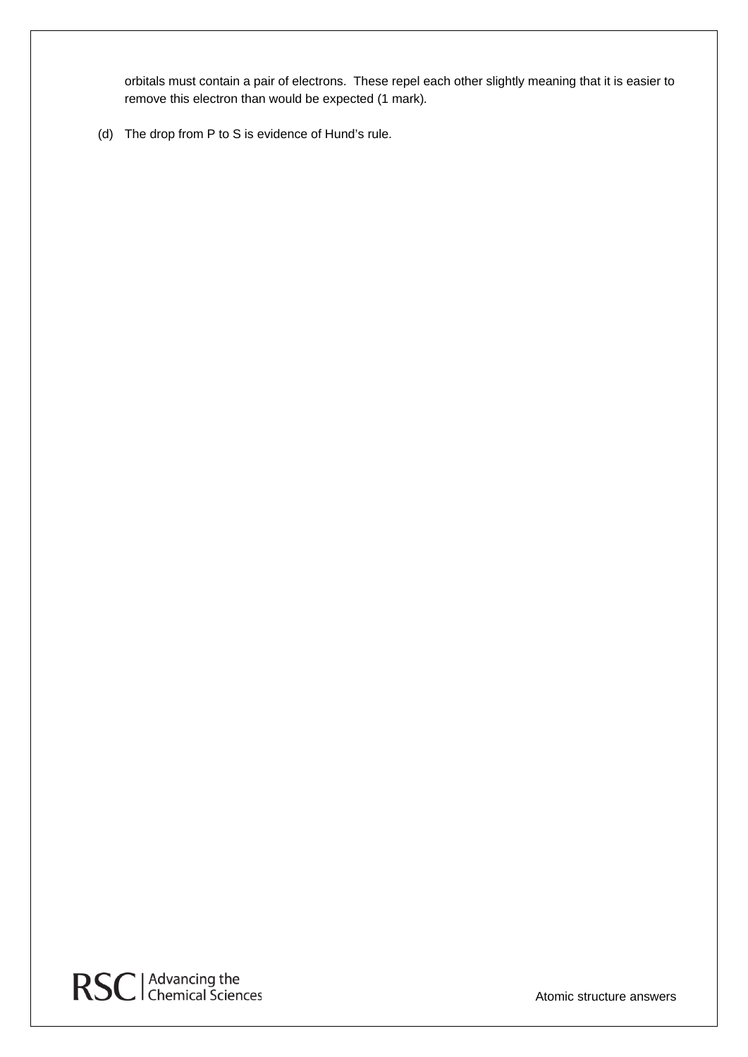orbitals must contain a pair of electrons. These repel each other slightly meaning that it is easier to remove this electron than would be expected (1 mark).

(d) The drop from P to S is evidence of Hund's rule.